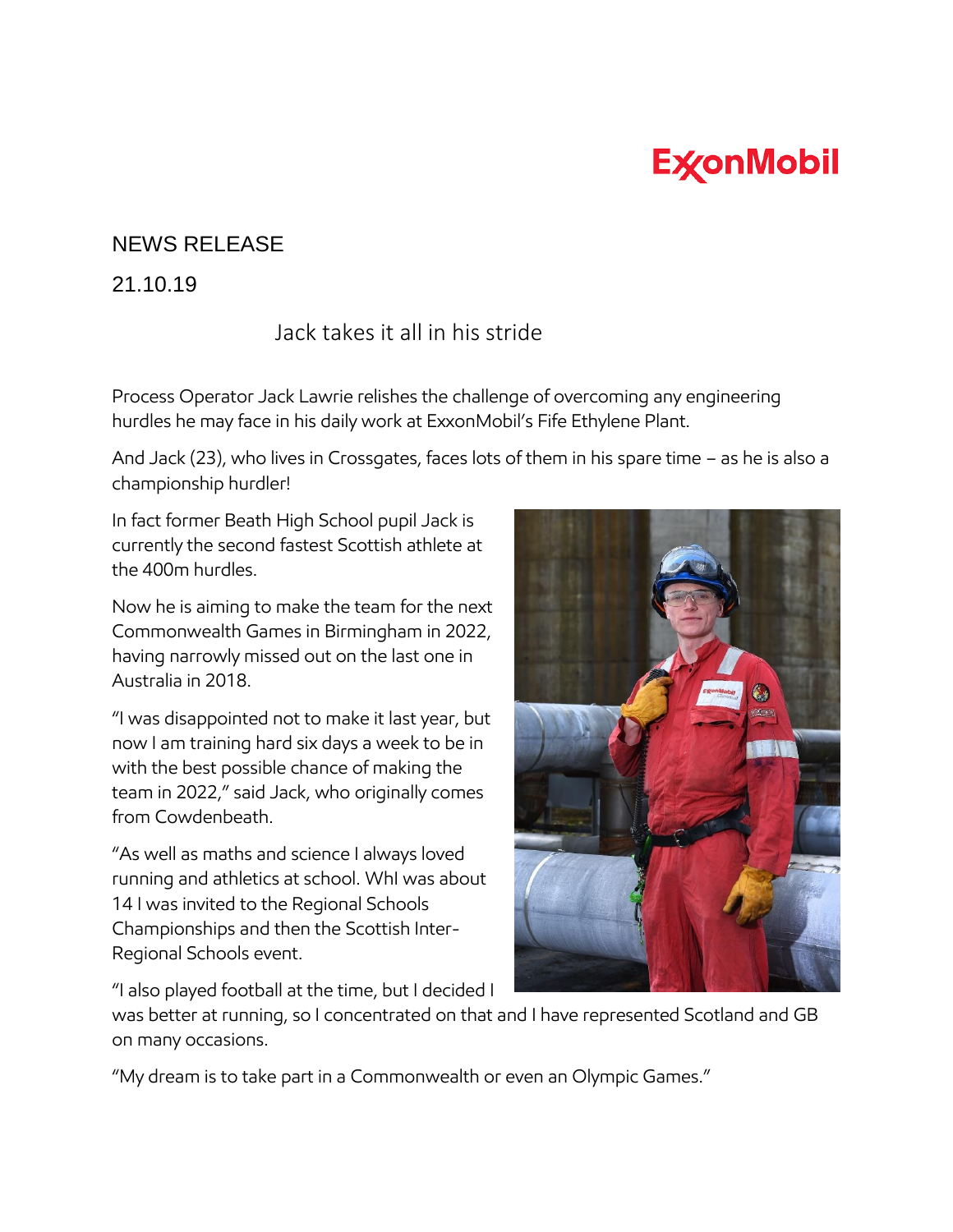ExxonMobil

NEWS RELEASE

21.10.19

## Jack takes it all in his stride

Process Operator Jack Lawrie relishes the challenge of overcoming any engineering hurdles he may face in his daily work at ExxonMobil's Fife Ethylene Plant.

And Jack (23), who lives in Crossgates, faces lots of them in his spare time – as he is also a championship hurdler!

In fact former Beath High School pupil Jack is currently the second fastest Scottish athlete at the 400m hurdles.

Now he is aiming to make the team for the next Commonwealth Games in Birmingham in 2022, having narrowly missed out on the last one in Australia in 2018.

"I was disappointed not to make it last year, but now I am training hard six days a week to be in with the best possible chance of making the team in 2022," said Jack, who originally comes from Cowdenbeath.

"As well as maths and science I always loved running and athletics at school. WhI was about 14 I was invited to the Regional Schools Championships and then the Scottish Inter-Regional Schools event.

"I also played football at the time, but I decided I was better at running, so I concentrated on that and I have represented Scotland and GB on many occasions.

"My dream is to take part in a Commonwealth or even an Olympic Games."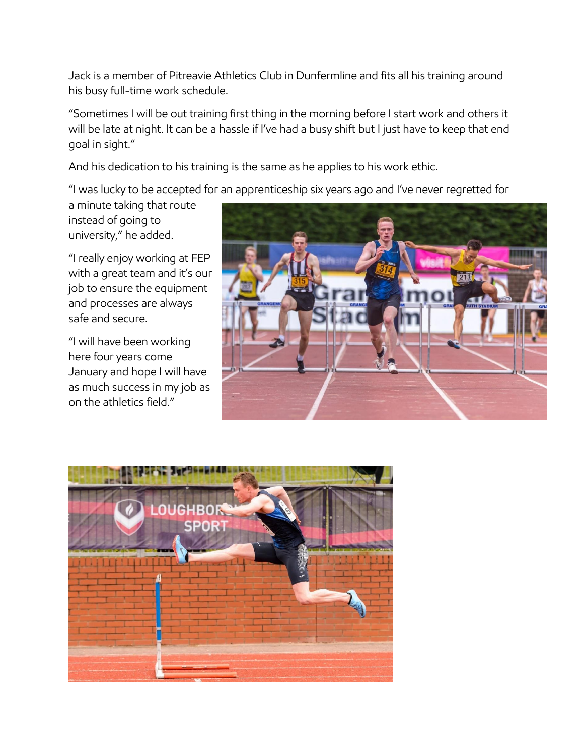Jack is a member of Pitreavie Athletics Club in Dunfermline and fits all his training around his busy full-time work schedule.

"Sometimes I will be out training first thing in the morning before I start work and others it will be late at night. It can be a hassle if I've had a busy shift but I just have to keep that end goal in sight."

And his dedication to his training is the same as he applies to his work ethic.

"I was lucky to be accepted for an apprenticeship six years ago and I've never regretted for a minute taking that route instead of going to university," he added.

"I really enjoy working at FEP with a great team and it's our job to ensure the equipment and processes are always safe and secure.

"I will have been working here four years come January and hope I will have as much success in my job as on the athletics field."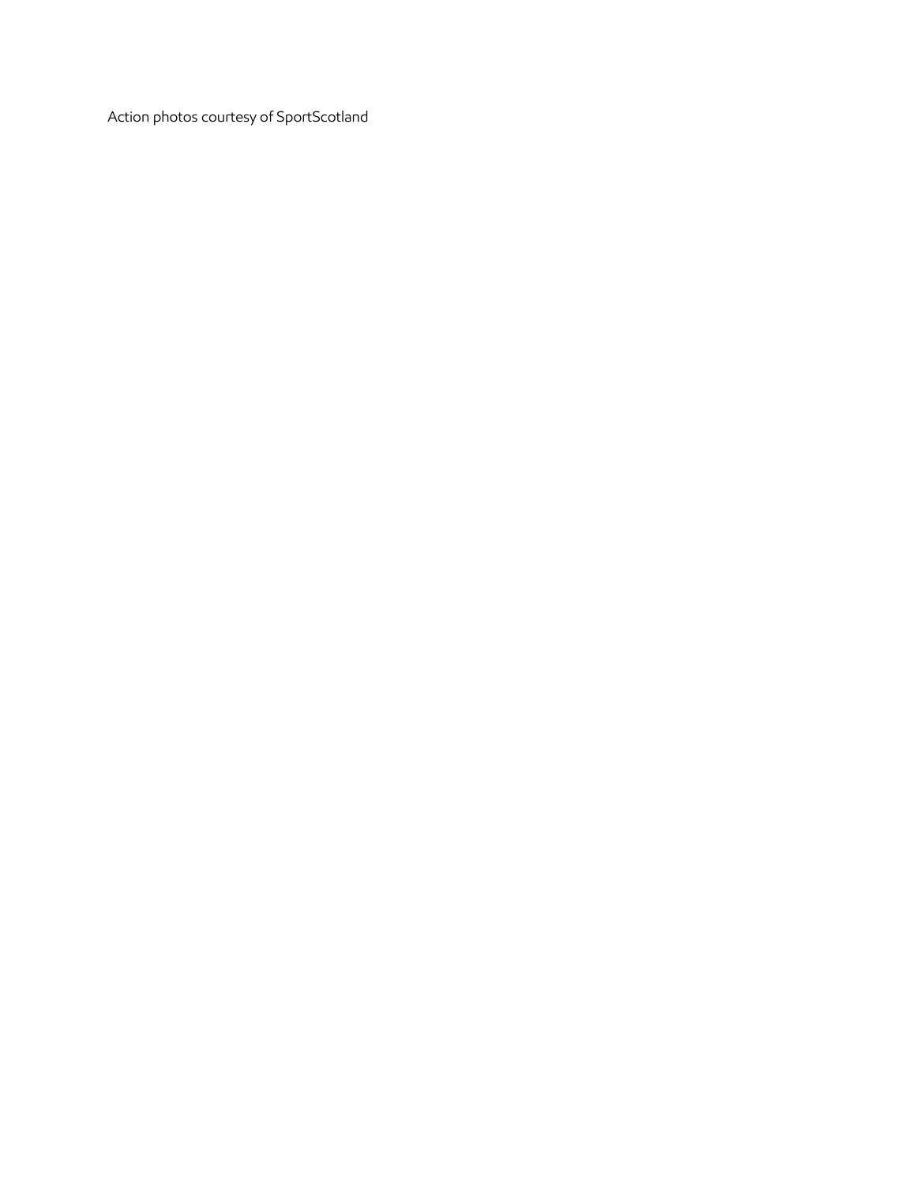Action photos courtesy of SportScotland